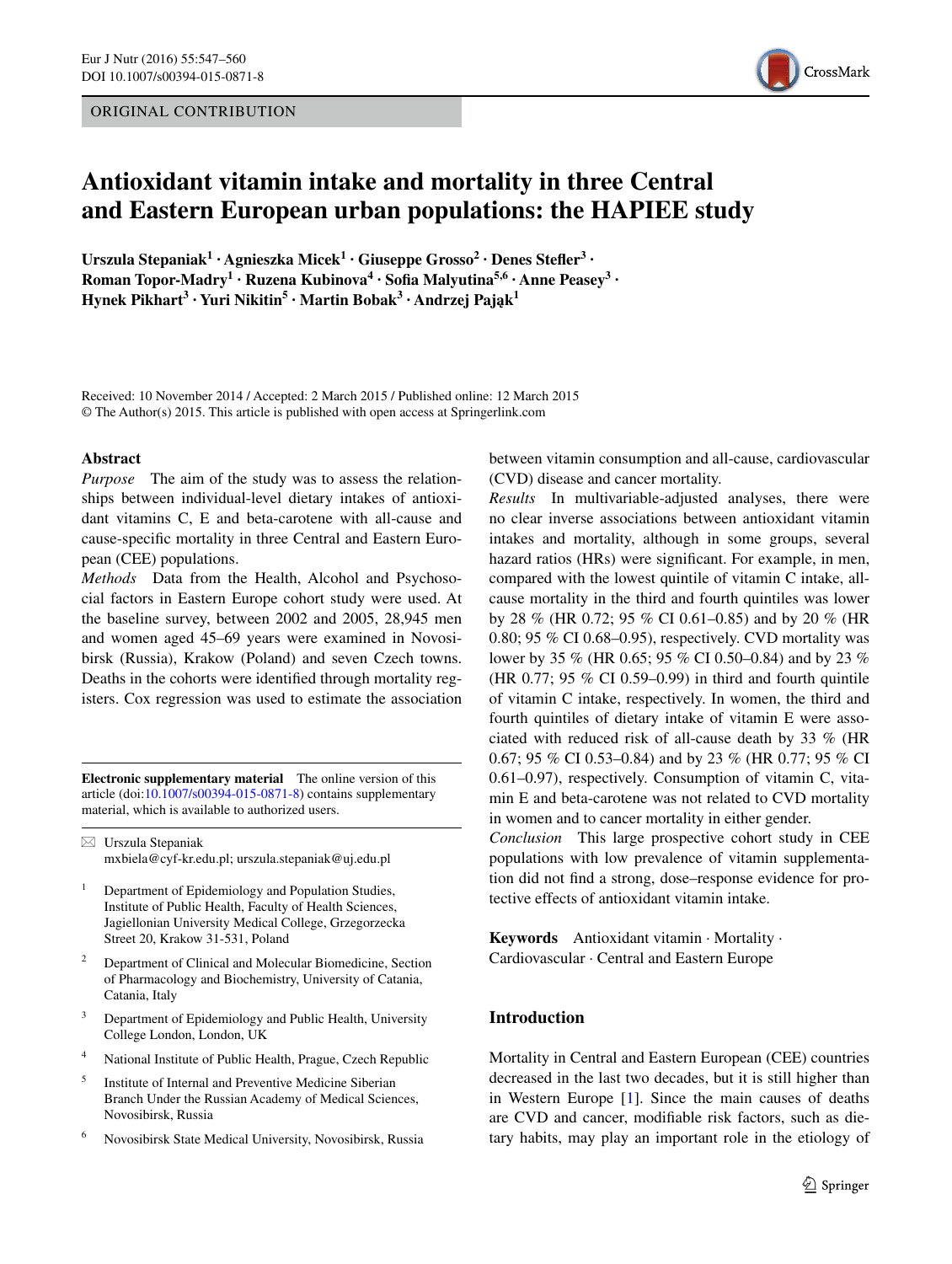ORIGINAL CONTRIBUTION

# Antioxidant vitamin intake and mortality in three Central and Eastern European urban populations: the HAPIEE study

**Urszula Stepaniak[1] · Agnieszka Micek[1] · Giuseppe Grosso[2] · Denes Stefler[3] · Roman Topor-Madry[1] · Ruzena Kubinova[4] · Sofia Malyutina[5,6] · Anne Peasey[3] · Hynek Pikhart[3] · Yuri Nikitin[5] · Martin Bobak[3] · Andrzej Pająk[1]**

Received: 10 November 2014 / Accepted: 2 March 2015 / Published online: 12 March 2015
© The Author(s) 2015. This article is published with open access at Springerlink.com

## Abstract

*Purpose* The aim of the study was to assess the relationships between individual-level dietary intakes of antioxidant vitamins C, E and beta-carotene with all-cause and cause-specific mortality in three Central and Eastern European (CEE) populations.

*Methods* Data from the Health, Alcohol and Psychosocial factors in Eastern Europe cohort study were used. At the baseline survey, between 2002 and 2005, 28,945 men and women aged 45–69 years were examined in Novosibirsk (Russia), Krakow (Poland) and seven Czech towns. Deaths in the cohorts were identified through mortality registers. Cox regression was used to estimate the association between vitamin consumption and all-cause, cardiovascular (CVD) disease and cancer mortality.

*Results* In multivariable-adjusted analyses, there were no clear inverse associations between antioxidant vitamin intakes and mortality, although in some groups, several hazard ratios (HRs) were significant. For example, in men, compared with the lowest quintile of vitamin C intake, all-cause mortality in the third and fourth quintiles was lower by 28 % (HR 0.72; 95 % CI 0.61–0.85) and by 20 % (HR 0.80; 95 % CI 0.68–0.95), respectively. CVD mortality was lower by 35 % (HR 0.65; 95 % CI 0.50–0.84) and by 23 % (HR 0.77; 95 % CI 0.59–0.99) in third and fourth quintile of vitamin C intake, respectively. In women, the third and fourth quintiles of dietary intake of vitamin E were associated with reduced risk of all-cause death by 33 % (HR 0.67; 95 % CI 0.53–0.84) and by 23 % (HR 0.77; 95 % CI 0.61–0.97), respectively. Consumption of vitamin C, vitamin E and beta-carotene was not related to CVD mortality in women and to cancer mortality in either gender.

*Conclusion* This large prospective cohort study in CEE populations with low prevalence of vitamin supplementation did not find a strong, dose–response evidence for protective effects of antioxidant vitamin intake.

**Keywords** Antioxidant vitamin · Mortality · Cardiovascular · Central and Eastern Europe

**Electronic supplementary material** The online version of this article (doi:10.1007/s00394-015-0871-8) contains supplementary material, which is available to authorized users.

✉ Urszula Stepaniak
mxbiela@cyf-kr.edu.pl; urszula.stepaniak@uj.edu.pl

1 Department of Epidemiology and Population Studies, Institute of Public Health, Faculty of Health Sciences, Jagiellonian University Medical College, Grzegorzecka Street 20, Krakow 31-531, Poland

2 Department of Clinical and Molecular Biomedicine, Section of Pharmacology and Biochemistry, University of Catania, Catania, Italy

3 Department of Epidemiology and Public Health, University College London, London, UK

4 National Institute of Public Health, Prague, Czech Republic

5 Institute of Internal and Preventive Medicine Siberian Branch Under the Russian Academy of Medical Sciences, Novosibirsk, Russia

6 Novosibirsk State Medical University, Novosibirsk, Russia

## Introduction

Mortality in Central and Eastern European (CEE) countries decreased in the last two decades, but it is still higher than in Western Europe [1]. Since the main causes of deaths are CVD and cancer, modifiable risk factors, such as dietary habits, may play an important role in the etiology of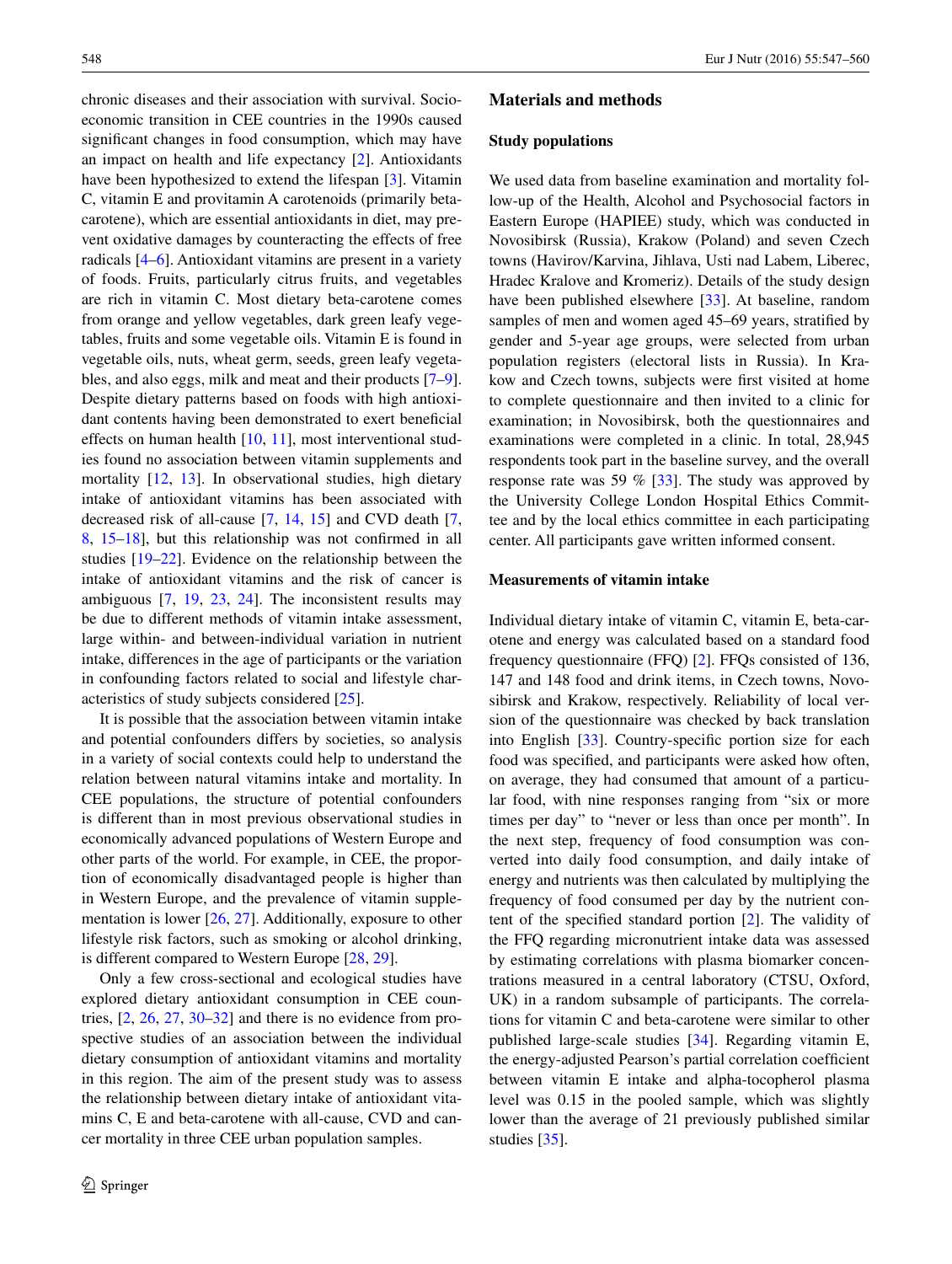chronic diseases and their association with survival. Socio-economic transition in CEE countries in the 1990s caused significant changes in food consumption, which may have an impact on health and life expectancy [2]. Antioxidants have been hypothesized to extend the lifespan [3]. Vitamin C, vitamin E and provitamin A carotenoids (primarily beta-carotene), which are essential antioxidants in diet, may prevent oxidative damages by counteracting the effects of free radicals [4–6]. Antioxidant vitamins are present in a variety of foods. Fruits, particularly citrus fruits, and vegetables are rich in vitamin C. Most dietary beta-carotene comes from orange and yellow vegetables, dark green leafy vegetables, fruits and some vegetable oils. Vitamin E is found in vegetable oils, nuts, wheat germ, seeds, green leafy vegetables, and also eggs, milk and meat and their products [7–9]. Despite dietary patterns based on foods with high antioxidant contents having been demonstrated to exert beneficial effects on human health [10, 11], most interventional studies found no association between vitamin supplements and mortality [12, 13]. In observational studies, high dietary intake of antioxidant vitamins has been associated with decreased risk of all-cause [7, 14, 15] and CVD death [7, 8, 15–18], but this relationship was not confirmed in all studies [19–22]. Evidence on the relationship between the intake of antioxidant vitamins and the risk of cancer is ambiguous [7, 19, 23, 24]. The inconsistent results may be due to different methods of vitamin intake assessment, large within- and between-individual variation in nutrient intake, differences in the age of participants or the variation in confounding factors related to social and lifestyle characteristics of study subjects considered [25].

It is possible that the association between vitamin intake and potential confounders differs by societies, so analysis in a variety of social contexts could help to understand the relation between natural vitamins intake and mortality. In CEE populations, the structure of potential confounders is different than in most previous observational studies in economically advanced populations of Western Europe and other parts of the world. For example, in CEE, the proportion of economically disadvantaged people is higher than in Western Europe, and the prevalence of vitamin supplementation is lower [26, 27]. Additionally, exposure to other lifestyle risk factors, such as smoking or alcohol drinking, is different compared to Western Europe [28, 29].

Only a few cross-sectional and ecological studies have explored dietary antioxidant consumption in CEE countries, [2, 26, 27, 30–32] and there is no evidence from prospective studies of an association between the individual dietary consumption of antioxidant vitamins and mortality in this region. The aim of the present study was to assess the relationship between dietary intake of antioxidant vitamins C, E and beta-carotene with all-cause, CVD and cancer mortality in three CEE urban population samples.

## Materials and methods

### Study populations

We used data from baseline examination and mortality follow-up of the Health, Alcohol and Psychosocial factors in Eastern Europe (HAPIEE) study, which was conducted in Novosibirsk (Russia), Krakow (Poland) and seven Czech towns (Havirov/Karvina, Jihlava, Usti nad Labem, Liberec, Hradec Kralove and Kromeriz). Details of the study design have been published elsewhere [33]. At baseline, random samples of men and women aged 45–69 years, stratified by gender and 5-year age groups, were selected from urban population registers (electoral lists in Russia). In Krakow and Czech towns, subjects were first visited at home to complete questionnaire and then invited to a clinic for examination; in Novosibirsk, both the questionnaires and examinations were completed in a clinic. In total, 28,945 respondents took part in the baseline survey, and the overall response rate was 59 % [33]. The study was approved by the University College London Hospital Ethics Committee and by the local ethics committee in each participating center. All participants gave written informed consent.

### Measurements of vitamin intake

Individual dietary intake of vitamin C, vitamin E, beta-carotene and energy was calculated based on a standard food frequency questionnaire (FFQ) [2]. FFQs consisted of 136, 147 and 148 food and drink items, in Czech towns, Novosibirsk and Krakow, respectively. Reliability of local version of the questionnaire was checked by back translation into English [33]. Country-specific portion size for each food was specified, and participants were asked how often, on average, they had consumed that amount of a particular food, with nine responses ranging from "six or more times per day" to "never or less than once per month". In the next step, frequency of food consumption was converted into daily food consumption, and daily intake of energy and nutrients was then calculated by multiplying the frequency of food consumed per day by the nutrient content of the specified standard portion [2]. The validity of the FFQ regarding micronutrient intake data was assessed by estimating correlations with plasma biomarker concentrations measured in a central laboratory (CTSU, Oxford, UK) in a random subsample of participants. The correlations for vitamin C and beta-carotene were similar to other published large-scale studies [34]. Regarding vitamin E, the energy-adjusted Pearson's partial correlation coefficient between vitamin E intake and alpha-tocopherol plasma level was 0.15 in the pooled sample, which was slightly lower than the average of 21 previously published similar studies [35].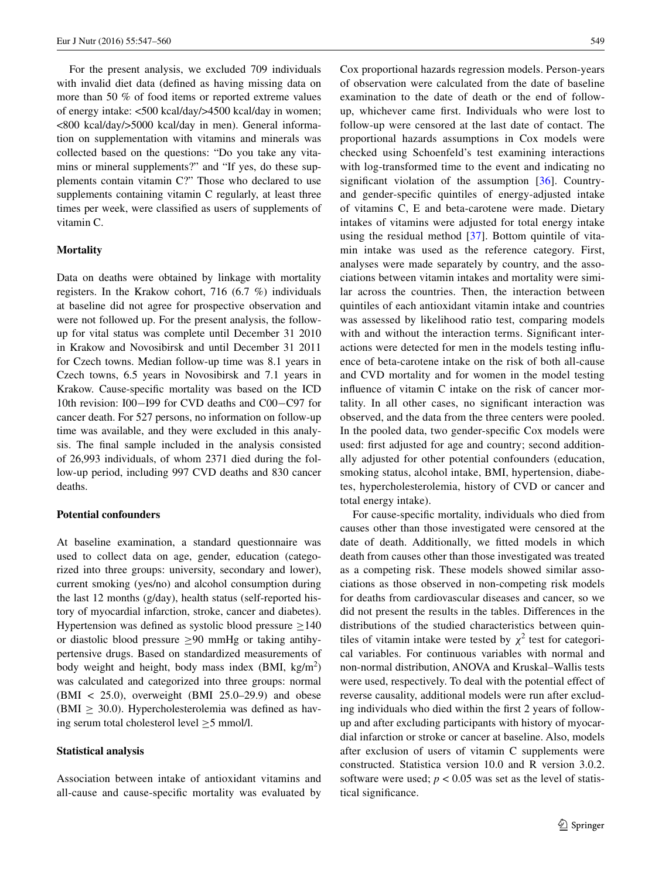For the present analysis, we excluded 709 individuals with invalid diet data (defined as having missing data on more than 50 % of food items or reported extreme values of energy intake: <500 kcal/day/>4500 kcal/day in women; <800 kcal/day/>5000 kcal/day in men). General information on supplementation with vitamins and minerals was collected based on the questions: "Do you take any vitamins or mineral supplements?" and "If yes, do these supplements contain vitamin C?" Those who declared to use supplements containing vitamin C regularly, at least three times per week, were classified as users of supplements of vitamin C.

### Mortality

Data on deaths were obtained by linkage with mortality registers. In the Krakow cohort, 716 (6.7 %) individuals at baseline did not agree for prospective observation and were not followed up. For the present analysis, the follow-up for vital status was complete until December 31 2010 in Krakow and Novosibirsk and until December 31 2011 for Czech towns. Median follow-up time was 8.1 years in Czech towns, 6.5 years in Novosibirsk and 7.1 years in Krakow. Cause-specific mortality was based on the ICD 10th revision: I00−I99 for CVD deaths and C00−C97 for cancer death. For 527 persons, no information on follow-up time was available, and they were excluded in this analysis. The final sample included in the analysis consisted of 26,993 individuals, of whom 2371 died during the follow-up period, including 997 CVD deaths and 830 cancer deaths.

### Potential confounders

At baseline examination, a standard questionnaire was used to collect data on age, gender, education (categorized into three groups: university, secondary and lower), current smoking (yes/no) and alcohol consumption during the last 12 months (g/day), health status (self-reported history of myocardial infarction, stroke, cancer and diabetes). Hypertension was defined as systolic blood pressure $\geq$140 or diastolic blood pressure $\geq$90 mmHg or taking antihypertensive drugs. Based on standardized measurements of body weight and height, body mass index (BMI, kg/m$^2$) was calculated and categorized into three groups: normal (BMI < 25.0), overweight (BMI 25.0–29.9) and obese (BMI $\geq$ 30.0). Hypercholesterolemia was defined as having serum total cholesterol level $\geq$5 mmol/l.

### Statistical analysis

Association between intake of antioxidant vitamins and all-cause and cause-specific mortality was evaluated by Cox proportional hazards regression models. Person-years of observation were calculated from the date of baseline examination to the date of death or the end of follow-up, whichever came first. Individuals who were lost to follow-up were censored at the last date of contact. The proportional hazards assumptions in Cox models were checked using Schoenfeld's test examining interactions with log-transformed time to the event and indicating no significant violation of the assumption [36]. Country- and gender-specific quintiles of energy-adjusted intake of vitamins C, E and beta-carotene were made. Dietary intakes of vitamins were adjusted for total energy intake using the residual method [37]. Bottom quintile of vitamin intake was used as the reference category. First, analyses were made separately by country, and the associations between vitamin intakes and mortality were similar across the countries. Then, the interaction between quintiles of each antioxidant vitamin intake and countries was assessed by likelihood ratio test, comparing models with and without the interaction terms. Significant interactions were detected for men in the models testing influence of beta-carotene intake on the risk of both all-cause and CVD mortality and for women in the model testing influence of vitamin C intake on the risk of cancer mortality. In all other cases, no significant interaction was observed, and the data from the three centers were pooled. In the pooled data, two gender-specific Cox models were used: first adjusted for age and country; second additionally adjusted for other potential confounders (education, smoking status, alcohol intake, BMI, hypertension, diabetes, hypercholesterolemia, history of CVD or cancer and total energy intake).

For cause-specific mortality, individuals who died from causes other than those investigated were censored at the date of death. Additionally, we fitted models in which death from causes other than those investigated was treated as a competing risk. These models showed similar associations as those observed in non-competing risk models for deaths from cardiovascular diseases and cancer, so we did not present the results in the tables. Differences in the distributions of the studied characteristics between quintiles of vitamin intake were tested by $\chi^2$ test for categorical variables. For continuous variables with normal and non-normal distribution, ANOVA and Kruskal–Wallis tests were used, respectively. To deal with the potential effect of reverse causality, additional models were run after excluding individuals who died within the first 2 years of follow-up and after excluding participants with history of myocardial infarction or stroke or cancer at baseline. Also, models after exclusion of users of vitamin C supplements were constructed. Statistica version 10.0 and R version 3.0.2. software were used; $p < 0.05$ was set as the level of statistical significance.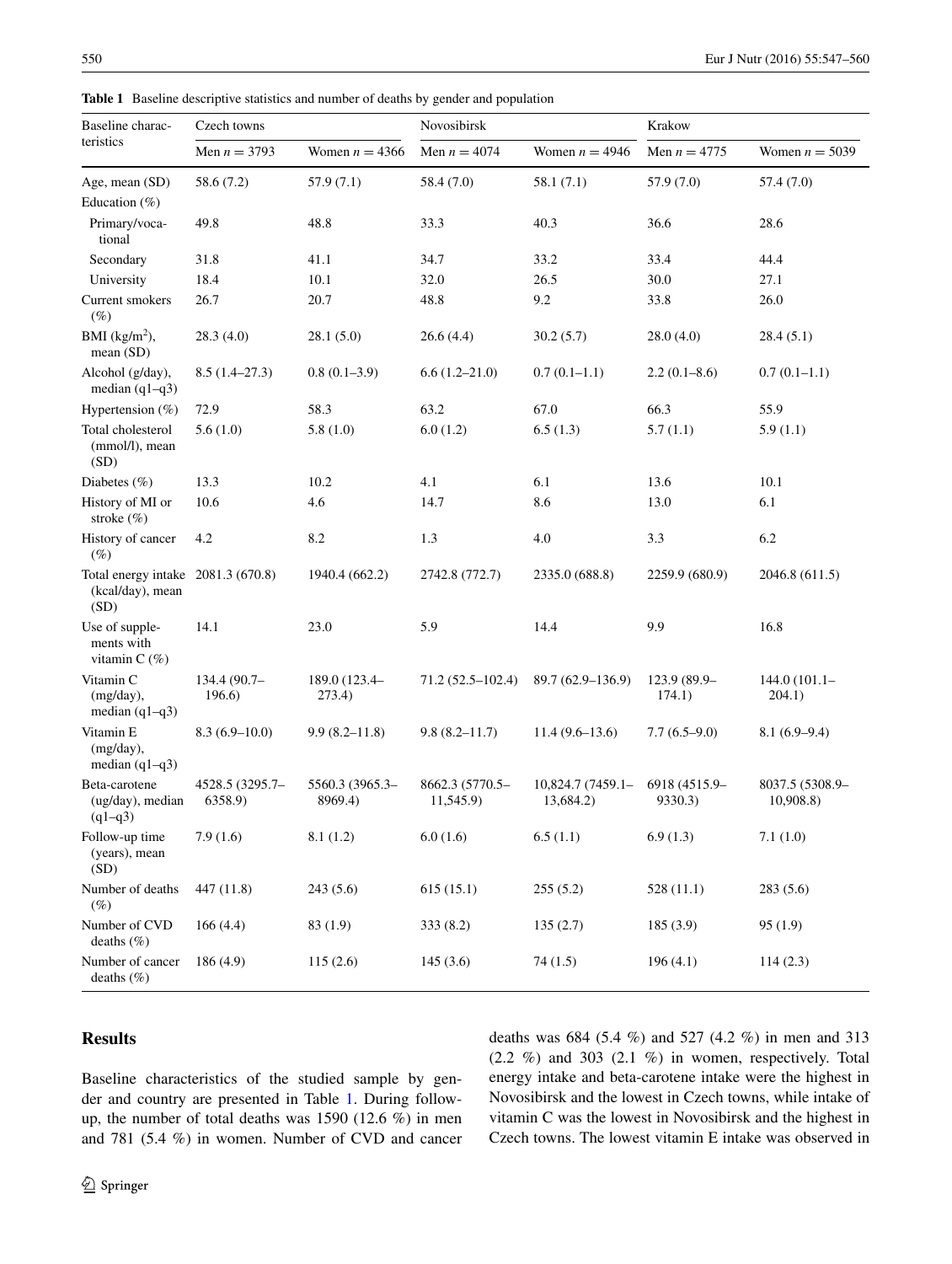**Table 1** Baseline descriptive statistics and number of deaths by gender and population

| Baseline characteristics | Czech towns | | Novosibirsk | | Krakow | |
|---|---|---|---|---|---|---|
| | Men $n = 3793$ | Women $n = 4366$ | Men $n = 4074$ | Women $n = 4946$ | Men $n = 4775$ | Women $n = 5039$ |
| Age, mean (SD) | 58.6 (7.2) | 57.9 (7.1) | 58.4 (7.0) | 58.1 (7.1) | 57.9 (7.0) | 57.4 (7.0) |
| Education (%) | | | | | | |
| Primary/vocational | 49.8 | 48.8 | 33.3 | 40.3 | 36.6 | 28.6 |
| Secondary | 31.8 | 41.1 | 34.7 | 33.2 | 33.4 | 44.4 |
| University | 18.4 | 10.1 | 32.0 | 26.5 | 30.0 | 27.1 |
| Current smokers (%) | 26.7 | 20.7 | 48.8 | 9.2 | 33.8 | 26.0 |
| BMI (kg/m$^2$), mean (SD) | 28.3 (4.0) | 28.1 (5.0) | 26.6 (4.4) | 30.2 (5.7) | 28.0 (4.0) | 28.4 (5.1) |
| Alcohol (g/day), median (q1–q3) | 8.5 (1.4–27.3) | 0.8 (0.1–3.9) | 6.6 (1.2–21.0) | 0.7 (0.1–1.1) | 2.2 (0.1–8.6) | 0.7 (0.1–1.1) |
| Hypertension (%) | 72.9 | 58.3 | 63.2 | 67.0 | 66.3 | 55.9 |
| Total cholesterol (mmol/l), mean (SD) | 5.6 (1.0) | 5.8 (1.0) | 6.0 (1.2) | 6.5 (1.3) | 5.7 (1.1) | 5.9 (1.1) |
| Diabetes (%) | 13.3 | 10.2 | 4.1 | 6.1 | 13.6 | 10.1 |
| History of MI or stroke (%) | 10.6 | 4.6 | 14.7 | 8.6 | 13.0 | 6.1 |
| History of cancer (%) | 4.2 | 8.2 | 1.3 | 4.0 | 3.3 | 6.2 |
| Total energy intake (kcal/day), mean (SD) | 2081.3 (670.8) | 1940.4 (662.2) | 2742.8 (772.7) | 2335.0 (688.8) | 2259.9 (680.9) | 2046.8 (611.5) |
| Use of supplements with vitamin C (%) | 14.1 | 23.0 | 5.9 | 14.4 | 9.9 | 16.8 |
| Vitamin C (mg/day), median (q1–q3) | 134.4 (90.7–196.6) | 189.0 (123.4–273.4) | 71.2 (52.5–102.4) | 89.7 (62.9–136.9) | 123.9 (89.9–174.1) | 144.0 (101.1–204.1) |
| Vitamin E (mg/day), median (q1–q3) | 8.3 (6.9–10.0) | 9.9 (8.2–11.8) | 9.8 (8.2–11.7) | 11.4 (9.6–13.6) | 7.7 (6.5–9.0) | 8.1 (6.9–9.4) |
| Beta-carotene (ug/day), median (q1–q3) | 4528.5 (3295.7–6358.9) | 5560.3 (3965.3–8969.4) | 8662.3 (5770.5–11,545.9) | 10,824.7 (7459.1–13,684.2) | 6918 (4515.9–9330.3) | 8037.5 (5308.9–10,908.8) |
| Follow-up time (years), mean (SD) | 7.9 (1.6) | 8.1 (1.2) | 6.0 (1.6) | 6.5 (1.1) | 6.9 (1.3) | 7.1 (1.0) |
| Number of deaths (%) | 447 (11.8) | 243 (5.6) | 615 (15.1) | 255 (5.2) | 528 (11.1) | 283 (5.6) |
| Number of CVD deaths (%) | 166 (4.4) | 83 (1.9) | 333 (8.2) | 135 (2.7) | 185 (3.9) | 95 (1.9) |
| Number of cancer deaths (%) | 186 (4.9) | 115 (2.6) | 145 (3.6) | 74 (1.5) | 196 (4.1) | 114 (2.3) |

## Results

Baseline characteristics of the studied sample by gender and country are presented in Table 1. During follow-up, the number of total deaths was 1590 (12.6 %) in men and 781 (5.4 %) in women. Number of CVD and cancer deaths was 684 (5.4 %) and 527 (4.2 %) in men and 313 (2.2 %) and 303 (2.1 %) in women, respectively. Total energy intake and beta-carotene intake were the highest in Novosibirsk and the lowest in Czech towns, while intake of vitamin C was the lowest in Novosibirsk and the highest in Czech towns. The lowest vitamin E intake was observed in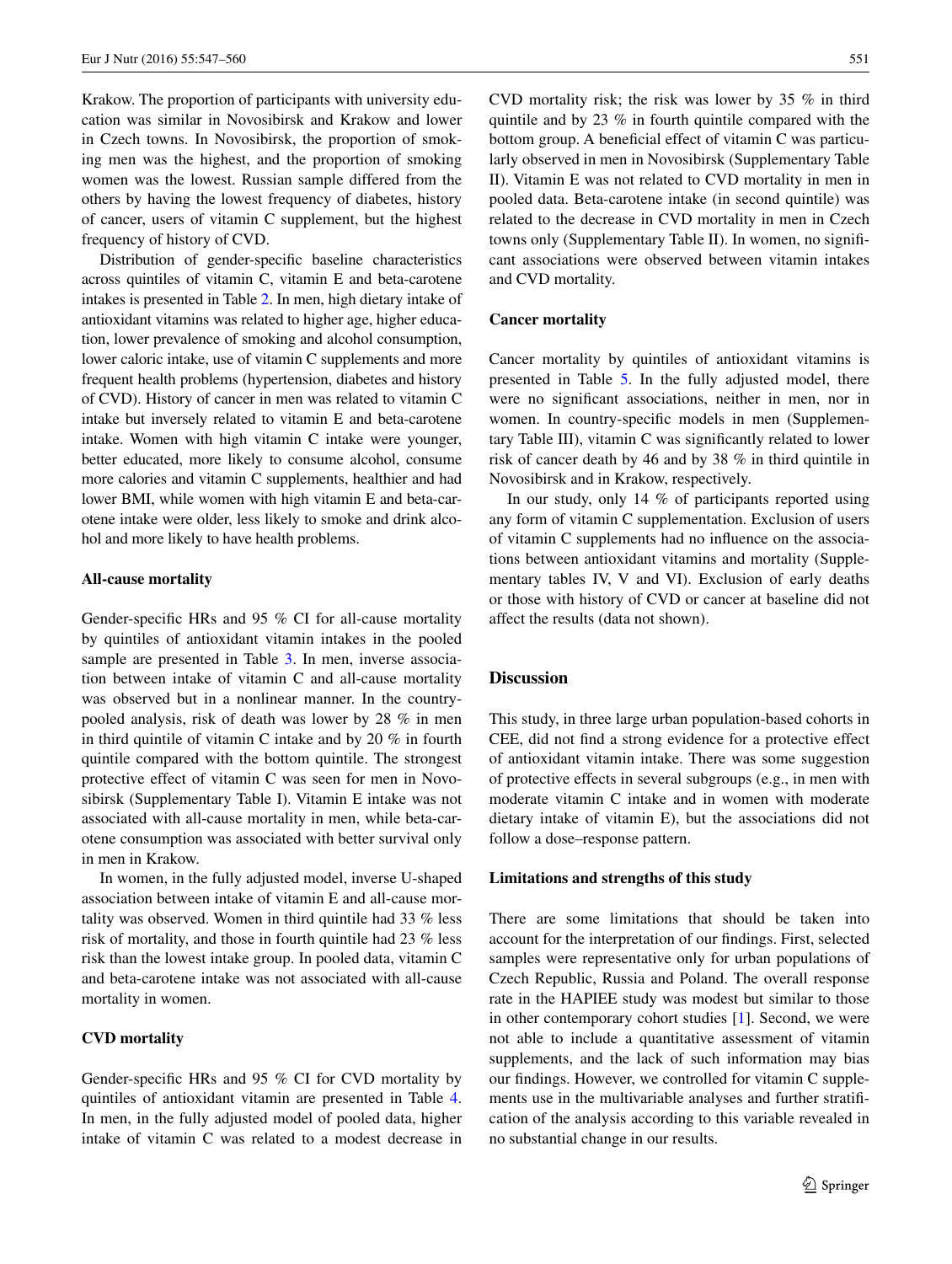Krakow. The proportion of participants with university education was similar in Novosibirsk and Krakow and lower in Czech towns. In Novosibirsk, the proportion of smoking men was the highest, and the proportion of smoking women was the lowest. Russian sample differed from the others by having the lowest frequency of diabetes, history of cancer, users of vitamin C supplement, but the highest frequency of history of CVD.

Distribution of gender-specific baseline characteristics across quintiles of vitamin C, vitamin E and beta-carotene intakes is presented in Table 2. In men, high dietary intake of antioxidant vitamins was related to higher age, higher education, lower prevalence of smoking and alcohol consumption, lower caloric intake, use of vitamin C supplements and more frequent health problems (hypertension, diabetes and history of CVD). History of cancer in men was related to vitamin C intake but inversely related to vitamin E and beta-carotene intake. Women with high vitamin C intake were younger, better educated, more likely to consume alcohol, consume more calories and vitamin C supplements, healthier and had lower BMI, while women with high vitamin E and beta-carotene intake were older, less likely to smoke and drink alcohol and more likely to have health problems.

### All-cause mortality

Gender-specific HRs and 95 % CI for all-cause mortality by quintiles of antioxidant vitamin intakes in the pooled sample are presented in Table 3. In men, inverse association between intake of vitamin C and all-cause mortality was observed but in a nonlinear manner. In the country-pooled analysis, risk of death was lower by 28 % in men in third quintile of vitamin C intake and by 20 % in fourth quintile compared with the bottom quintile. The strongest protective effect of vitamin C was seen for men in Novosibirsk (Supplementary Table I). Vitamin E intake was not associated with all-cause mortality in men, while beta-carotene consumption was associated with better survival only in men in Krakow.

In women, in the fully adjusted model, inverse U-shaped association between intake of vitamin E and all-cause mortality was observed. Women in third quintile had 33 % less risk of mortality, and those in fourth quintile had 23 % less risk than the lowest intake group. In pooled data, vitamin C and beta-carotene intake was not associated with all-cause mortality in women.

### CVD mortality

Gender-specific HRs and 95 % CI for CVD mortality by quintiles of antioxidant vitamin are presented in Table 4. In men, in the fully adjusted model of pooled data, higher intake of vitamin C was related to a modest decrease in CVD mortality risk; the risk was lower by 35 % in third quintile and by 23 % in fourth quintile compared with the bottom group. A beneficial effect of vitamin C was particularly observed in men in Novosibirsk (Supplementary Table II). Vitamin E was not related to CVD mortality in men in pooled data. Beta-carotene intake (in second quintile) was related to the decrease in CVD mortality in men in Czech towns only (Supplementary Table II). In women, no significant associations were observed between vitamin intakes and CVD mortality.

### Cancer mortality

Cancer mortality by quintiles of antioxidant vitamins is presented in Table 5. In the fully adjusted model, there were no significant associations, neither in men, nor in women. In country-specific models in men (Supplementary Table III), vitamin C was significantly related to lower risk of cancer death by 46 and by 38 % in third quintile in Novosibirsk and in Krakow, respectively.

In our study, only 14 % of participants reported using any form of vitamin C supplementation. Exclusion of users of vitamin C supplements had no influence on the associations between antioxidant vitamins and mortality (Supplementary tables IV, V and VI). Exclusion of early deaths or those with history of CVD or cancer at baseline did not affect the results (data not shown).

## Discussion

This study, in three large urban population-based cohorts in CEE, did not find a strong evidence for a protective effect of antioxidant vitamin intake. There was some suggestion of protective effects in several subgroups (e.g., in men with moderate vitamin C intake and in women with moderate dietary intake of vitamin E), but the associations did not follow a dose–response pattern.

### Limitations and strengths of this study

There are some limitations that should be taken into account for the interpretation of our findings. First, selected samples were representative only for urban populations of Czech Republic, Russia and Poland. The overall response rate in the HAPIEE study was modest but similar to those in other contemporary cohort studies [1]. Second, we were not able to include a quantitative assessment of vitamin supplements, and the lack of such information may bias our findings. However, we controlled for vitamin C supplements use in the multivariable analyses and further stratification of the analysis according to this variable revealed in no substantial change in our results.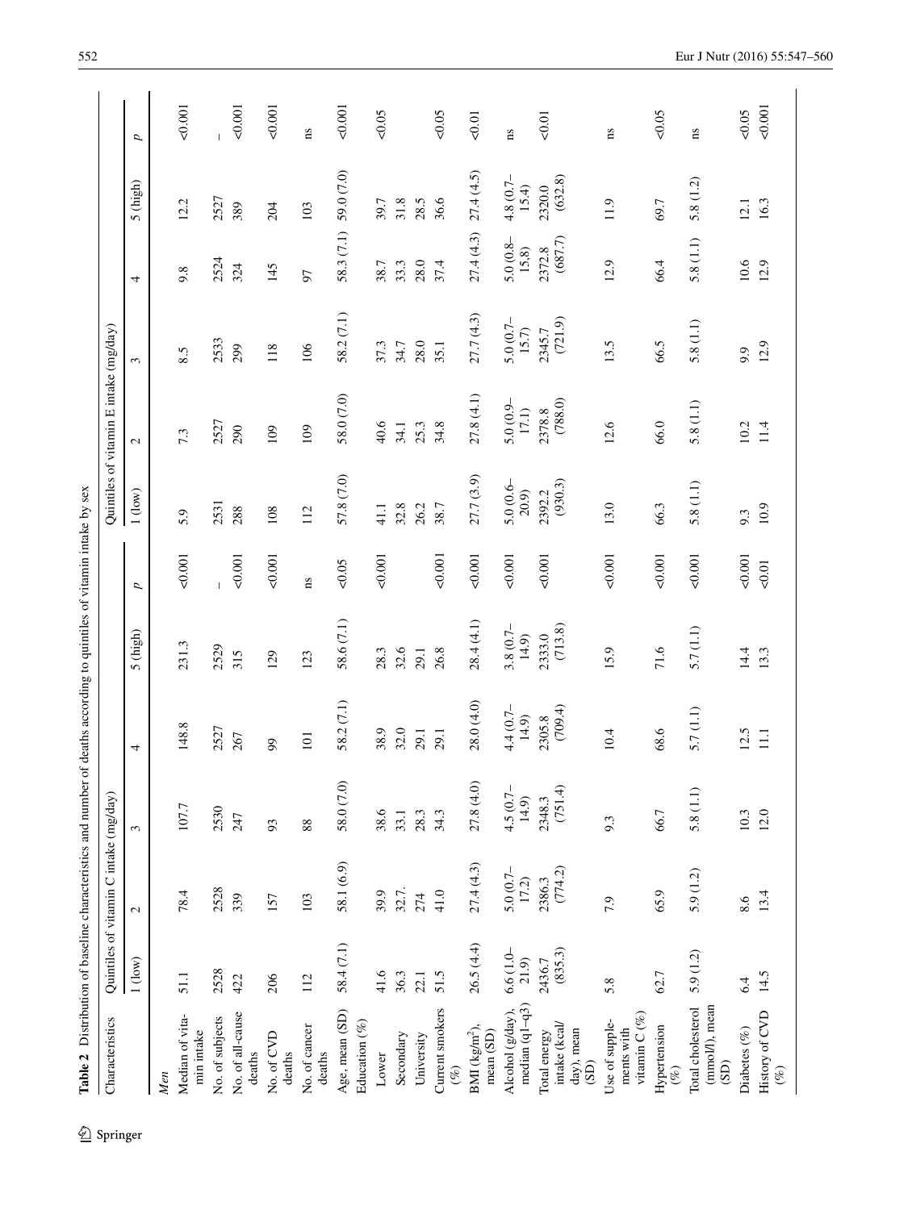**Table 2** Distribution of baseline characteristics and number of deaths according to quintiles of vitamin intake by sex

| Characteristics | Quintiles of vitamin C intake (mg/day) | | | | | | Quintiles of vitamin E intake (mg/day) | | | | | |
|---|---|---|---|---|---|---|---|---|---|---|---|---|
| | 1 (low) | 2 | 3 | 4 | 5 (high) | *p* | 1 (low) | 2 | 3 | 4 | 5 (high) | *p* |
| *Men* | | | | | | | | | | | | |
| Median of vitamin intake | 51.1 | 78.4 | 107.7 | 148.8 | 231.3 | <0.001 | 5.9 | 7.3 | 8.5 | 9.8 | 12.2 | <0.001 |
| No. of subjects | 2528 | 2528 | 2530 | 2527 | 2529 | – | 2531 | 2527 | 2533 | 2524 | 2527 | – |
| No. of all-cause deaths | 422 | 339 | 247 | 267 | 315 | <0.001 | 288 | 290 | 299 | 324 | 389 | <0.001 |
| No. of CVD deaths | 206 | 157 | 93 | 99 | 129 | <0.001 | 108 | 109 | 118 | 145 | 204 | <0.001 |
| No. of cancer deaths | 112 | 103 | 88 | 101 | 123 | ns | 112 | 109 | 106 | 97 | 103 | ns |
| Age, mean (SD) | 58.4 (7.1) | 58.1 (6.9) | 58.0 (7.0) | 58.2 (7.1) | 58.6 (7.1) | <0.05 | 57.8 (7.0) | 58.0 (7.0) | 58.2 (7.1) | 58.3 (7.1) | 59.0 (7.0) | <0.001 |
| Education (%) | | | | | | | | | | | | |
| Lower | 41.6 | 39.9 | 38.6 | 38.9 | 28.3 | <0.001 | 41.1 | 40.6 | 37.3 | 38.7 | 39.7 | <0.05 |
| Secondary | 36.3 | 32.7. | 33.1 | 32.0 | 32.6 | | 32.8 | 34.1 | 34.7 | 33.3 | 31.8 | |
| University | 22.1 | 274 | 28.3 | 29.1 | 29.1 | | 26.2 | 25.3 | 28.0 | 28.0 | 28.5 | |
| Current smokers (%) | 51.5 | 41.0 | 34.3 | 29.1 | 26.8 | <0.001 | 38.7 | 34.8 | 35.1 | 37.4 | 36.6 | <0.05 |
| BMI (kg/m$^2$), mean (SD) | 26.5 (4.4) | 27.4 (4.3) | 27.8 (4.0) | 28.0 (4.0) | 28.4 (4.1) | <0.001 | 27.7 (3.9) | 27.8 (4.1) | 27.7 (4.3) | 27.4 (4.3) | 27.4 (4.5) | <0.01 |
| Alcohol (g/day), median (q1–q3) | 6.6 (1.0–21.9) | 5.0 (0.7–17.2) | 4.5 (0.7–14.9) | 4.4 (0.7–14.9) | 3.8 (0.7–14.9) | <0.001 | 5.0 (0.6–20.9) | 5.0 (0.9–17.1) | 5.0 (0.7–15.7) | 5.0 (0.8–15.8) | 4.8 (0.7–15.4) | ns |
| Total energy intake (kcal/day), mean (SD) | 2436.7 (835.3) | 2386.3 (774.2) | 2348.3 (751.4) | 2305.8 (709.4) | 2333.0 (713.8) | <0.001 | 2392.2 (930.3) | 2378.8 (788.0) | 2345.7 (721.9) | 2372.8 (687.7) | 2320.0 (632.8) | <0.01 |
| Use of supplements with vitamin C (%) | 5.8 | 7.9 | 9.3 | 10.4 | 15.9 | <0.001 | 13.0 | 12.6 | 13.5 | 12.9 | 11.9 | ns |
| Hypertension (%) | 62.7 | 65.9 | 66.7 | 68.6 | 71.6 | <0.001 | 66.3 | 66.0 | 66.5 | 66.4 | 69.7 | <0.05 |
| Total cholesterol (mmol/l), mean (SD) | 5.9 (1.2) | 5.9 (1.2) | 5.8 (1.1) | 5.7 (1.1) | 5.7 (1.1) | <0.001 | 5.8 (1.1) | 5.8 (1.1) | 5.8 (1.1) | 5.8 (1.1) | 5.8 (1.2) | ns |
| Diabetes (%) | 6.4 | 8.6 | 10.3 | 12.5 | 14.4 | <0.001 | 9.3 | 10.2 | 9.9 | 10.6 | 12.1 | <0.05 |
| History of CVD (%) | 14.5 | 13.4 | 12.0 | 11.1 | 13.3 | <0.01 | 10.9 | 11.4 | 12.9 | 12.9 | 16.3 | <0.001 |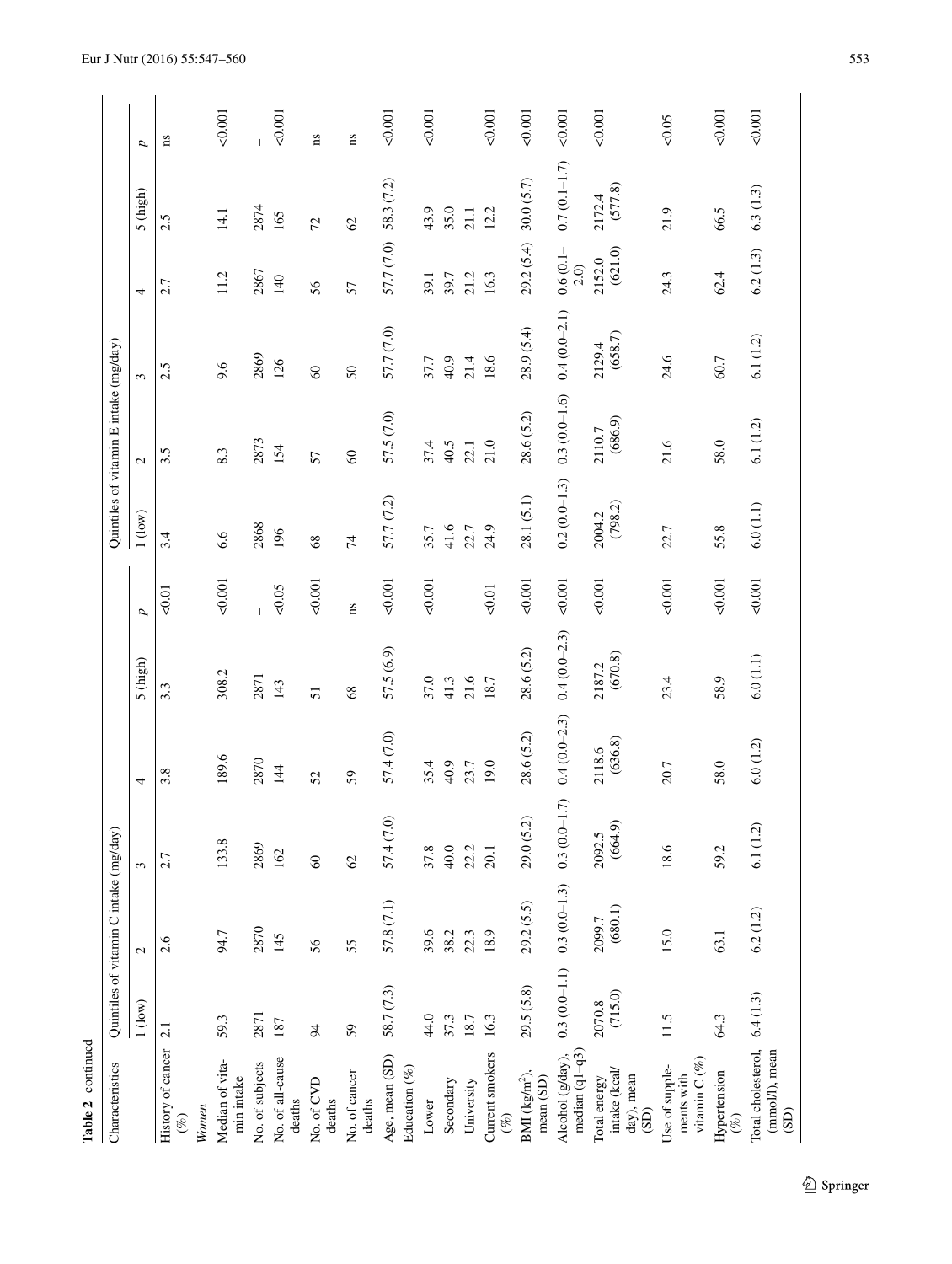**Table 2** continued

| Characteristics | Quintiles of vitamin C intake (mg/day) | | | | | | Quintiles of vitamin E intake (mg/day) | | | | | |
|---|---|---|---|---|---|---|---|---|---|---|---|---|
| | 1 (low) | 2 | 3 | 4 | 5 (high) | *p* | 1 (low) | 2 | 3 | 4 | 5 (high) | *p* |
| History of cancer (%) | 2.1 | 2.6 | 2.7 | 3.8 | 3.3 | <0.01 | 3.4 | 3.5 | 2.5 | 2.7 | 2.5 | ns |
| *Women* | | | | | | | | | | | | |
| Median of vitamin intake | 59.3 | 94.7 | 133.8 | 189.6 | 308.2 | <0.001 | 6.6 | 8.3 | 9.6 | 11.2 | 14.1 | <0.001 |
| No. of subjects | 2871 | 2870 | 2869 | 2870 | 2871 | – | 2868 | 2873 | 2869 | 2867 | 2874 | – |
| No. of all-cause deaths | 187 | 145 | 162 | 144 | 143 | <0.05 | 196 | 154 | 126 | 140 | 165 | <0.001 |
| No. of CVD deaths | 94 | 56 | 60 | 52 | 51 | <0.001 | 68 | 57 | 60 | 56 | 72 | ns |
| No. of cancer deaths | 59 | 55 | 62 | 59 | 68 | ns | 74 | 60 | 50 | 57 | 62 | ns |
| Age, mean (SD) | 58.7 (7.3) | 57.8 (7.1) | 57.4 (7.0) | 57.4 (7.0) | 57.5 (6.9) | <0.001 | 57.7 (7.2) | 57.5 (7.0) | 57.7 (7.0) | 57.7 (7.0) | 58.3 (7.2) | <0.001 |
| Education (%) | | | | | | | | | | | | |
| Lower | 44.0 | 39.6 | 37.8 | 35.4 | 37.0 | <0.001 | 35.7 | 37.4 | 37.7 | 39.1 | 43.9 | <0.001 |
| Secondary | 37.3 | 38.2 | 40.0 | 40.9 | 41.3 | | 41.6 | 40.5 | 40.9 | 39.7 | 35.0 | |
| University | 18.7 | 22.3 | 22.2 | 23.7 | 21.6 | | 22.7 | 22.1 | 21.4 | 21.2 | 21.1 | |
| Current smokers (%) | 16.3 | 18.9 | 20.1 | 19.0 | 18.7 | <0.01 | 24.9 | 21.0 | 18.6 | 16.3 | 12.2 | <0.001 |
| BMI (kg/m²), mean (SD) | 29.5 (5.8) | 29.2 (5.5) | 29.0 (5.2) | 28.6 (5.2) | 28.6 (5.2) | <0.001 | 28.1 (5.1) | 28.6 (5.2) | 28.9 (5.4) | 29.2 (5.4) | 30.0 (5.7) | <0.001 |
| Alcohol (g/day), median (q1–q3) | 0.3 (0.0–1.1) | 0.3 (0.0–1.3) | 0.3 (0.0–1.7) | 0.4 (0.0–2.3) | 0.4 (0.0–2.3) | <0.001 | 0.2 (0.0–1.3) | 0.3 (0.0–1.6) | 0.4 (0.0–2.1) | 0.6 (0.1–2.0) | 0.7 (0.1–1.7) | <0.001 |
| Total energy intake (kcal/day), mean (SD) | 2070.8 (715.0) | 2099.7 (680.1) | 2092.5 (664.9) | 2118.6 (636.8) | 2187.2 (670.8) | <0.001 | 2004.2 (798.2) | 2110.7 (686.9) | 2129.4 (658.7) | 2152.0 (621.0) | 2172.4 (577.8) | <0.001 |
| Use of supplements with vitamin C (%) | 11.5 | 15.0 | 18.6 | 20.7 | 23.4 | <0.001 | 22.7 | 21.6 | 24.6 | 24.3 | 21.9 | <0.05 |
| Hypertension (%) | 64.3 | 63.1 | 59.2 | 58.0 | 58.9 | <0.001 | 55.8 | 58.0 | 60.7 | 62.4 | 66.5 | <0.001 |
| Total cholesterol, (mmol/l), mean (SD) | 6.4 (1.3) | 6.2 (1.2) | 6.1 (1.2) | 6.0 (1.2) | 6.0 (1.1) | <0.001 | 6.0 (1.1) | 6.1 (1.2) | 6.1 (1.2) | 6.2 (1.3) | 6.3 (1.3) | <0.001 |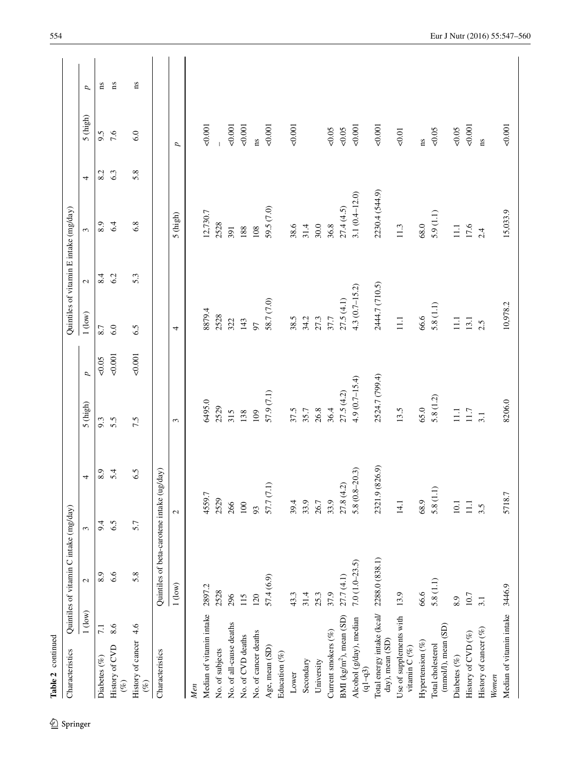Table 2 continued

| Characteristics | Quintiles of vitamin C intake (mg/day) | | | | | | Quintiles of vitamin E intake (mg/day) | | | | | |
|---|---|---|---|---|---|---|---|---|---|---|---|---|
| | 1 (low) | 2 | 3 | 4 | 5 (high) | $p$ | 1 (low) | 2 | 3 | 4 | 5 (high) | $p$ |
| Diabetes (%) | 7.1 | 8.9 | 9.4 | 8.9 | 9.3 | <0.05 | 8.7 | 8.4 | 8.9 | 8.2 | 9.5 | ns |
| History of CVD (%) | 8.6 | 6.6 | 6.5 | 5.4 | 5.5 | <0.001 | 6.0 | 6.2 | 6.4 | 6.3 | 7.6 | ns |
| History of cancer (%) | 4.6 | 5.8 | 5.7 | 6.5 | 7.5 | <0.001 | 6.5 | 5.3 | 6.8 | 5.8 | 6.0 | ns |

| Characteristics | Quintiles of beta-carotene intake (ug/day) | | | | | |
|---|---|---|---|---|---|---|
| | 1 (low) | 2 | 3 | 4 | 5 (high) | $p$ |
| *Men* | | | | | | |
| Median of vitamin intake | 2897.2 | 4559.7 | 6495.0 | 8879.4 | 12,730.7 | <0.001 |
| No. of subjects | 2528 | 2529 | 2529 | 2528 | 2528 | – |
| No. of all-cause deaths | 296 | 266 | 315 | 322 | 391 | <0.001 |
| No. of CVD deaths | 115 | 100 | 138 | 143 | 188 | <0.001 |
| No. of cancer deaths | 120 | 93 | 109 | 97 | 108 | ns |
| Age, mean (SD) | 57.4 (6.9) | 57.7 (7.1) | 57.9 (7.1) | 58.7 (7.0) | 59.5 (7.0) | <0.001 |
| Education (%) | | | | | | |
| Lower | 43.3 | 39.4 | 37.5 | 38.5 | 38.6 | <0.001 |
| Secondary | 31.4 | 33.9 | 35.7 | 34.2 | 31.4 | |
| University | 25.3 | 26.7 | 26.8 | 27.3 | 30.0 | |
| Current smokers (%) | 37.9 | 33.9 | 36.4 | 37.7 | 36.8 | <0.05 |
| BMI (kg/m$^2$), mean (SD) | 27.7 (4.1) | 27.8 (4.2) | 27.5 (4.2) | 27.5 (4.1) | 27.4 (4.5) | <0.05 |
| Alcohol (g/day), median (q1–q3) | 7.0 (1.0–23.5) | 5.8 (0.8–20.3) | 4.9 (0.7–15.4) | 4.3 (0.7–15.2) | 3.1 (0.4–12.0) | <0.001 |
| Total energy intake (kcal/day), mean (SD) | 2288.0 (838.1) | 2321.9 (826.9) | 2524.7 (799.4) | 2444.7 (710.5) | 2230.4 (544.9) | <0.001 |
| Use of supplements with vitamin C (%) | 13.9 | 14.1 | 13.5 | 11.1 | 11.3 | <0.01 |
| Hypertension (%) | 66.6 | 68.9 | 65.0 | 66.6 | 68.0 | ns |
| Total cholesterol (mmol/l), mean (SD) | 5.8 (1.1) | 5.8 (1.1) | 5.8 (1.2) | 5.8 (1.1) | 5.9 (1.1) | <0.05 |
| Diabetes (%) | 8.9 | 10.1 | 11.1 | 11.1 | 11.1 | <0.05 |
| History of CVD (%) | 10.7 | 11.1 | 11.7 | 13.1 | 17.6 | <0.001 |
| History of cancer (%) | 3.1 | 3.5 | 3.1 | 2.5 | 2.4 | ns |
| *Women* | | | | | | |
| Median of vitamin intake | 3446.9 | 5718.7 | 8206.0 | 10,978.2 | 15,033.9 | <0.001 |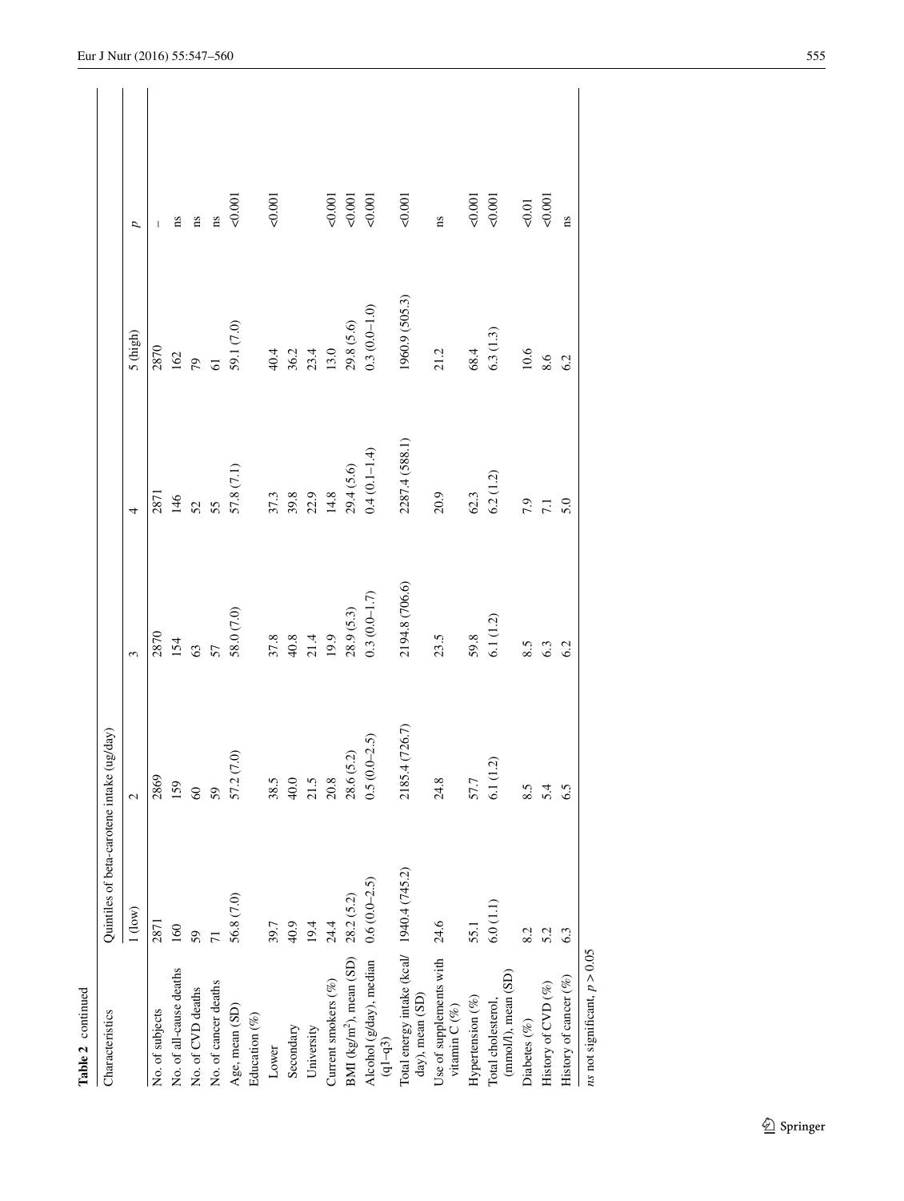**Table 2** continued

| Characteristics | Quintiles of beta-carotene intake (ug/day) | | | | | |
|---|---|---|---|---|---|---|
| | 1 (low) | 2 | 3 | 4 | 5 (high) | p |
| No. of subjects | 2871 | 2869 | 2870 | 2871 | 2870 | – |
| No. of all-cause deaths | 160 | 159 | 154 | 146 | 162 | ns |
| No. of CVD deaths | 59 | 60 | 63 | 52 | 79 | ns |
| No. of cancer deaths | 71 | 59 | 57 | 55 | 61 | ns |
| Age, mean (SD) | 56.8 (7.0) | 57.2 (7.0) | 58.0 (7.0) | 57.8 (7.1) | 59.1 (7.0) | <0.001 |
| Education (%) | | | | | | |
| Lower | 39.7 | 38.5 | 37.8 | 37.3 | 40.4 | <0.001 |
| Secondary | 40.9 | 40.0 | 40.8 | 39.8 | 36.2 | |
| University | 19.4 | 21.5 | 21.4 | 22.9 | 23.4 | |
| Current smokers (%) | 24.4 | 20.8 | 19.9 | 14.8 | 13.0 | <0.001 |
| BMI (kg/m$^2$), mean (SD) | 28.2 (5.2) | 28.6 (5.2) | 28.9 (5.3) | 29.4 (5.6) | 29.8 (5.6) | <0.001 |
| Alcohol (g/day), median (q1–q3) | 0.6 (0.0–2.5) | 0.5 (0.0–2.5) | 0.3 (0.0–1.7) | 0.4 (0.1–1.4) | 0.3 (0.0–1.0) | <0.001 |
| Total energy intake (kcal/day), mean (SD) | 1940.4 (745.2) | 2185.4 (726.7) | 2194.8 (706.6) | 2287.4 (588.1) | 1960.9 (505.3) | <0.001 |
| Use of supplements with vitamin C (%) | 24.6 | 24.8 | 23.5 | 20.9 | 21.2 | ns |
| Hypertension (%) | 55.1 | 57.7 | 59.8 | 62.3 | 68.4 | <0.001 |
| Total cholesterol, (mmol/l), mean (SD) | 6.0 (1.1) | 6.1 (1.2) | 6.1 (1.2) | 6.2 (1.2) | 6.3 (1.3) | <0.001 |
| Diabetes (%) | 8.2 | 8.5 | 8.5 | 7.9 | 10.6 | <0.01 |
| History of CVD (%) | 5.2 | 5.4 | 6.3 | 7.1 | 8.6 | <0.001 |
| History of cancer (%) | 6.3 | 6.5 | 6.2 | 5.0 | 6.2 | ns |

*ns* not significant, $p > 0.05$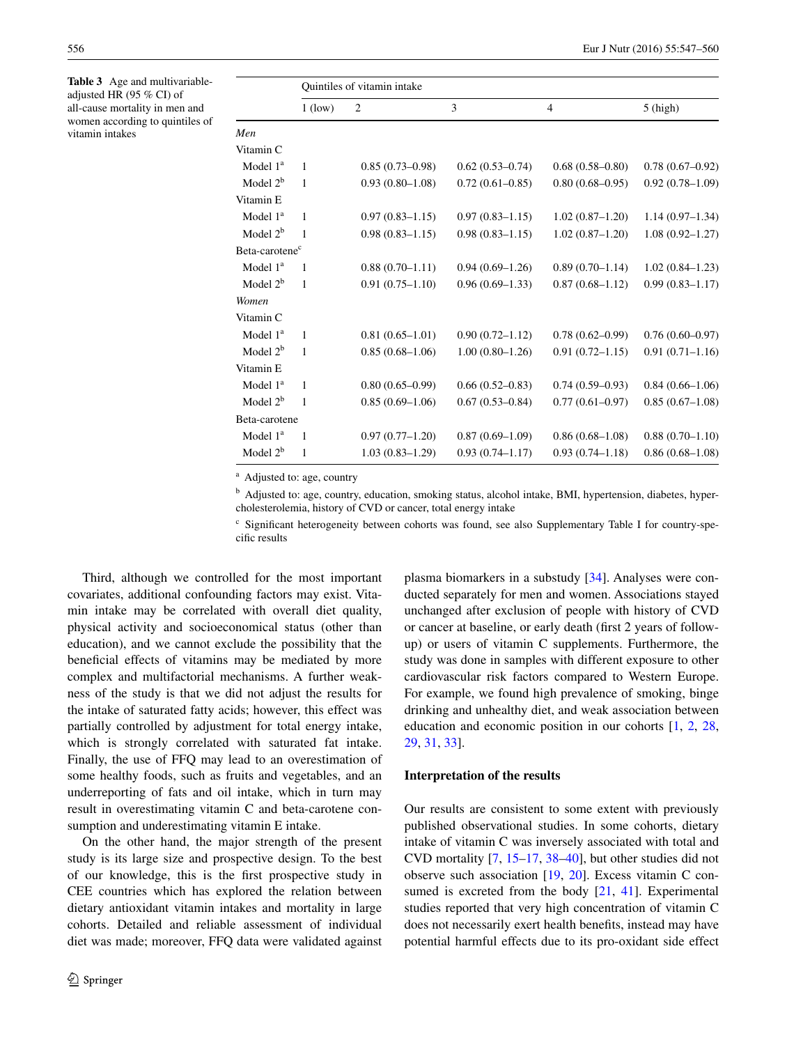**Table 3** Age and multivariable-adjusted HR (95 % CI) of all-cause mortality in men and women according to quintiles of vitamin intakes

| | Quintiles of vitamin intake | | | | |
|---|---|---|---|---|---|
| | 1 (low) | 2 | 3 | 4 | 5 (high) |
| *Men* | | | | | |
| Vitamin C | | | | | |
| Model 1[a] | 1 | 0.85 (0.73–0.98) | 0.62 (0.53–0.74) | 0.68 (0.58–0.80) | 0.78 (0.67–0.92) |
| Model 2[b] | 1 | 0.93 (0.80–1.08) | 0.72 (0.61–0.85) | 0.80 (0.68–0.95) | 0.92 (0.78–1.09) |
| Vitamin E | | | | | |
| Model 1[a] | 1 | 0.97 (0.83–1.15) | 0.97 (0.83–1.15) | 1.02 (0.87–1.20) | 1.14 (0.97–1.34) |
| Model 2[b] | 1 | 0.98 (0.83–1.15) | 0.98 (0.83–1.15) | 1.02 (0.87–1.20) | 1.08 (0.92–1.27) |
| Beta-carotene[c] | | | | | |
| Model 1[a] | 1 | 0.88 (0.70–1.11) | 0.94 (0.69–1.26) | 0.89 (0.70–1.14) | 1.02 (0.84–1.23) |
| Model 2[b] | 1 | 0.91 (0.75–1.10) | 0.96 (0.69–1.33) | 0.87 (0.68–1.12) | 0.99 (0.83–1.17) |
| *Women* | | | | | |
| Vitamin C | | | | | |
| Model 1[a] | 1 | 0.81 (0.65–1.01) | 0.90 (0.72–1.12) | 0.78 (0.62–0.99) | 0.76 (0.60–0.97) |
| Model 2[b] | 1 | 0.85 (0.68–1.06) | 1.00 (0.80–1.26) | 0.91 (0.72–1.15) | 0.91 (0.71–1.16) |
| Vitamin E | | | | | |
| Model 1[a] | 1 | 0.80 (0.65–0.99) | 0.66 (0.52–0.83) | 0.74 (0.59–0.93) | 0.84 (0.66–1.06) |
| Model 2[b] | 1 | 0.85 (0.69–1.06) | 0.67 (0.53–0.84) | 0.77 (0.61–0.97) | 0.85 (0.67–1.08) |
| Beta-carotene | | | | | |
| Model 1[a] | 1 | 0.97 (0.77–1.20) | 0.87 (0.69–1.09) | 0.86 (0.68–1.08) | 0.88 (0.70–1.10) |
| Model 2[b] | 1 | 1.03 (0.83–1.29) | 0.93 (0.74–1.17) | 0.93 (0.74–1.18) | 0.86 (0.68–1.08) |

[a] Adjusted to: age, country

[b] Adjusted to: age, country, education, smoking status, alcohol intake, BMI, hypertension, diabetes, hypercholesterolemia, history of CVD or cancer, total energy intake

[c] Significant heterogeneity between cohorts was found, see also Supplementary Table I for country-specific results

Third, although we controlled for the most important covariates, additional confounding factors may exist. Vitamin intake may be correlated with overall diet quality, physical activity and socioeconomical status (other than education), and we cannot exclude the possibility that the beneficial effects of vitamins may be mediated by more complex and multifactorial mechanisms. A further weakness of the study is that we did not adjust the results for the intake of saturated fatty acids; however, this effect was partially controlled by adjustment for total energy intake, which is strongly correlated with saturated fat intake. Finally, the use of FFQ may lead to an overestimation of some healthy foods, such as fruits and vegetables, and an underreporting of fats and oil intake, which in turn may result in overestimating vitamin C and beta-carotene consumption and underestimating vitamin E intake.

On the other hand, the major strength of the present study is its large size and prospective design. To the best of our knowledge, this is the first prospective study in CEE countries which has explored the relation between dietary antioxidant vitamin intakes and mortality in large cohorts. Detailed and reliable assessment of individual diet was made; moreover, FFQ data were validated against plasma biomarkers in a substudy [34]. Analyses were conducted separately for men and women. Associations stayed unchanged after exclusion of people with history of CVD or cancer at baseline, or early death (first 2 years of follow-up) or users of vitamin C supplements. Furthermore, the study was done in samples with different exposure to other cardiovascular risk factors compared to Western Europe. For example, we found high prevalence of smoking, binge drinking and unhealthy diet, and weak association between education and economic position in our cohorts [1, 2, 28, 29, 31, 33].

### Interpretation of the results

Our results are consistent to some extent with previously published observational studies. In some cohorts, dietary intake of vitamin C was inversely associated with total and CVD mortality [7, 15–17, 38–40], but other studies did not observe such association [19, 20]. Excess vitamin C consumed is excreted from the body [21, 41]. Experimental studies reported that very high concentration of vitamin C does not necessarily exert health benefits, instead may have potential harmful effects due to its pro-oxidant side effect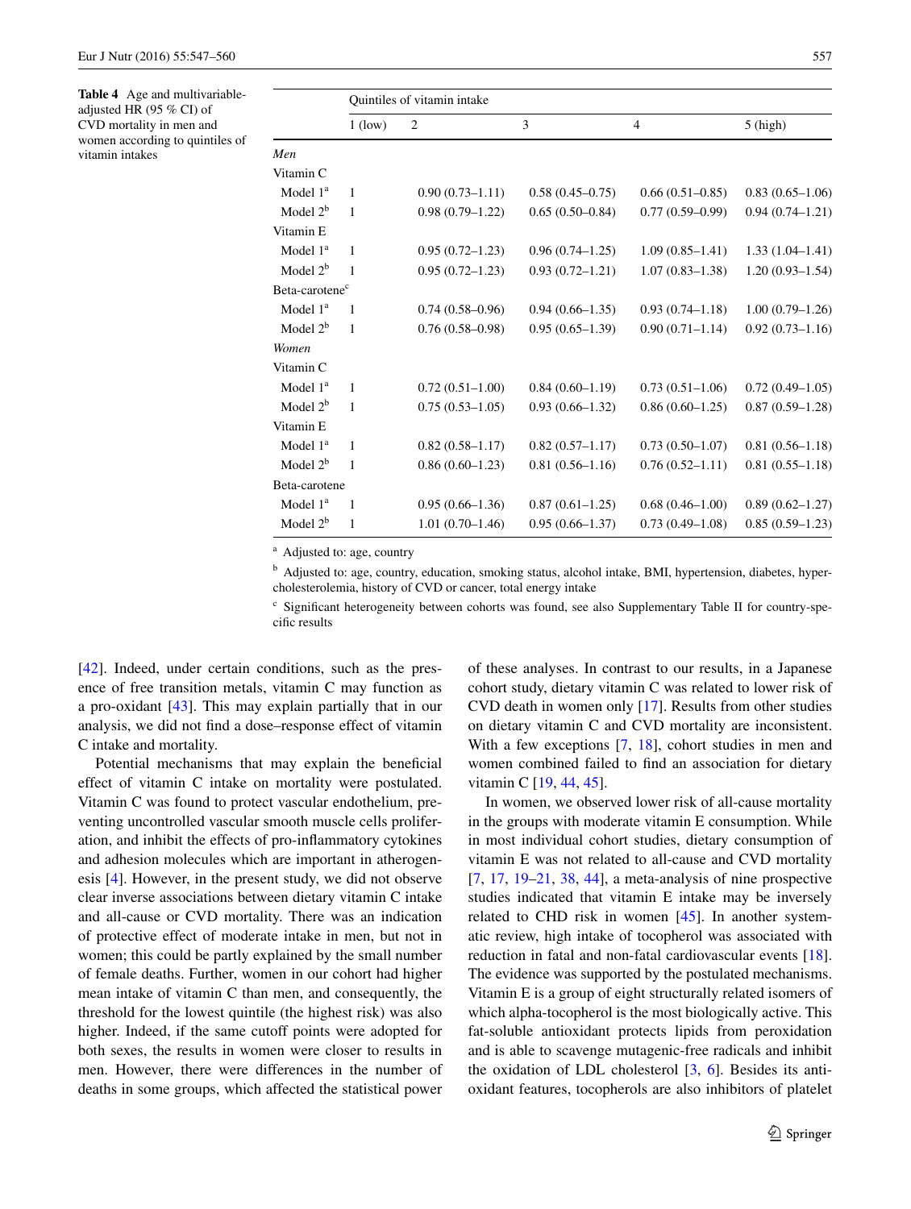**Table 4** Age and multivariable-adjusted HR (95 % CI) of CVD mortality in men and women according to quintiles of vitamin intakes

| | Quintiles of vitamin intake | | | | |
|---|---|---|---|---|---|
| | 1 (low) | 2 | 3 | 4 | 5 (high) |
| *Men* | | | | | |
| Vitamin C | | | | | |
| Model 1[a] | 1 | 0.90 (0.73–1.11) | 0.58 (0.45–0.75) | 0.66 (0.51–0.85) | 0.83 (0.65–1.06) |
| Model 2[b] | 1 | 0.98 (0.79–1.22) | 0.65 (0.50–0.84) | 0.77 (0.59–0.99) | 0.94 (0.74–1.21) |
| Vitamin E | | | | | |
| Model 1[a] | 1 | 0.95 (0.72–1.23) | 0.96 (0.74–1.25) | 1.09 (0.85–1.41) | 1.33 (1.04–1.41) |
| Model 2[b] | 1 | 0.95 (0.72–1.23) | 0.93 (0.72–1.21) | 1.07 (0.83–1.38) | 1.20 (0.93–1.54) |
| Beta-carotene[c] | | | | | |
| Model 1[a] | 1 | 0.74 (0.58–0.96) | 0.94 (0.66–1.35) | 0.93 (0.74–1.18) | 1.00 (0.79–1.26) |
| Model 2[b] | 1 | 0.76 (0.58–0.98) | 0.95 (0.65–1.39) | 0.90 (0.71–1.14) | 0.92 (0.73–1.16) |
| *Women* | | | | | |
| Vitamin C | | | | | |
| Model 1[a] | 1 | 0.72 (0.51–1.00) | 0.84 (0.60–1.19) | 0.73 (0.51–1.06) | 0.72 (0.49–1.05) |
| Model 2[b] | 1 | 0.75 (0.53–1.05) | 0.93 (0.66–1.32) | 0.86 (0.60–1.25) | 0.87 (0.59–1.28) |
| Vitamin E | | | | | |
| Model 1[a] | 1 | 0.82 (0.58–1.17) | 0.82 (0.57–1.17) | 0.73 (0.50–1.07) | 0.81 (0.56–1.18) |
| Model 2[b] | 1 | 0.86 (0.60–1.23) | 0.81 (0.56–1.16) | 0.76 (0.52–1.11) | 0.81 (0.55–1.18) |
| Beta-carotene | | | | | |
| Model 1[a] | 1 | 0.95 (0.66–1.36) | 0.87 (0.61–1.25) | 0.68 (0.46–1.00) | 0.89 (0.62–1.27) |
| Model 2[b] | 1 | 1.01 (0.70–1.46) | 0.95 (0.66–1.37) | 0.73 (0.49–1.08) | 0.85 (0.59–1.23) |

[a] Adjusted to: age, country

[b] Adjusted to: age, country, education, smoking status, alcohol intake, BMI, hypertension, diabetes, hypercholesterolemia, history of CVD or cancer, total energy intake

[c] Significant heterogeneity between cohorts was found, see also Supplementary Table II for country-specific results

[42]. Indeed, under certain conditions, such as the presence of free transition metals, vitamin C may function as a pro-oxidant [43]. This may explain partially that in our analysis, we did not find a dose–response effect of vitamin C intake and mortality.

Potential mechanisms that may explain the beneficial effect of vitamin C intake on mortality were postulated. Vitamin C was found to protect vascular endothelium, preventing uncontrolled vascular smooth muscle cells proliferation, and inhibit the effects of pro-inflammatory cytokines and adhesion molecules which are important in atherogenesis [4]. However, in the present study, we did not observe clear inverse associations between dietary vitamin C intake and all-cause or CVD mortality. There was an indication of protective effect of moderate intake in men, but not in women; this could be partly explained by the small number of female deaths. Further, women in our cohort had higher mean intake of vitamin C than men, and consequently, the threshold for the lowest quintile (the highest risk) was also higher. Indeed, if the same cutoff points were adopted for both sexes, the results in women were closer to results in men. However, there were differences in the number of deaths in some groups, which affected the statistical power of these analyses. In contrast to our results, in a Japanese cohort study, dietary vitamin C was related to lower risk of CVD death in women only [17]. Results from other studies on dietary vitamin C and CVD mortality are inconsistent. With a few exceptions [7, 18], cohort studies in men and women combined failed to find an association for dietary vitamin C [19, 44, 45].

In women, we observed lower risk of all-cause mortality in the groups with moderate vitamin E consumption. While in most individual cohort studies, dietary consumption of vitamin E was not related to all-cause and CVD mortality [7, 17, 19–21, 38, 44], a meta-analysis of nine prospective studies indicated that vitamin E intake may be inversely related to CHD risk in women [45]. In another systematic review, high intake of tocopherol was associated with reduction in fatal and non-fatal cardiovascular events [18]. The evidence was supported by the postulated mechanisms. Vitamin E is a group of eight structurally related isomers of which alpha-tocopherol is the most biologically active. This fat-soluble antioxidant protects lipids from peroxidation and is able to scavenge mutagenic-free radicals and inhibit the oxidation of LDL cholesterol [3, 6]. Besides its antioxidant features, tocopherols are also inhibitors of platelet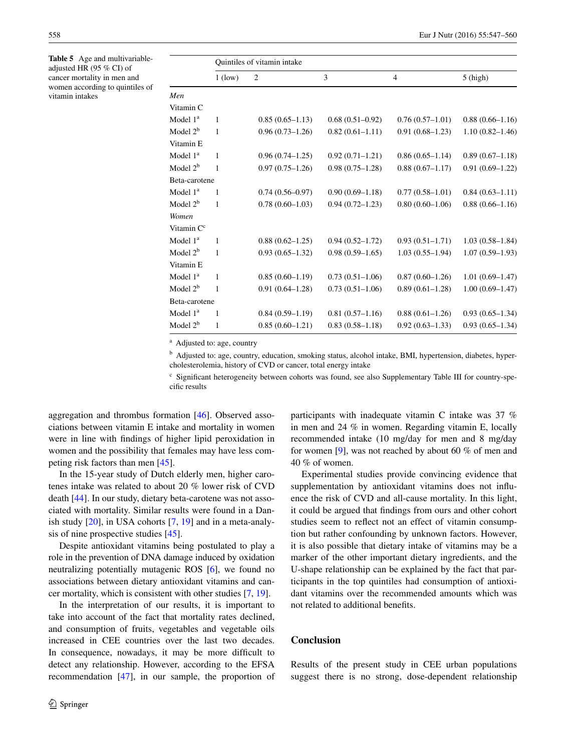**Table 5** Age and multivariable-adjusted HR (95 % CI) of cancer mortality in men and women according to quintiles of vitamin intakes

| | Quintiles of vitamin intake | | | | |
|---|---|---|---|---|---|
| | 1 (low) | 2 | 3 | 4 | 5 (high) |
| *Men* | | | | | |
| Vitamin C | | | | | |
| Model 1[a] | 1 | 0.85 (0.65–1.13) | 0.68 (0.51–0.92) | 0.76 (0.57–1.01) | 0.88 (0.66–1.16) |
| Model 2[b] | 1 | 0.96 (0.73–1.26) | 0.82 (0.61–1.11) | 0.91 (0.68–1.23) | 1.10 (0.82–1.46) |
| Vitamin E | | | | | |
| Model 1[a] | 1 | 0.96 (0.74–1.25) | 0.92 (0.71–1.21) | 0.86 (0.65–1.14) | 0.89 (0.67–1.18) |
| Model 2[b] | 1 | 0.97 (0.75–1.26) | 0.98 (0.75–1.28) | 0.88 (0.67–1.17) | 0.91 (0.69–1.22) |
| Beta-carotene | | | | | |
| Model 1[a] | 1 | 0.74 (0.56–0.97) | 0.90 (0.69–1.18) | 0.77 (0.58–1.01) | 0.84 (0.63–1.11) |
| Model 2[b] | 1 | 0.78 (0.60–1.03) | 0.94 (0.72–1.23) | 0.80 (0.60–1.06) | 0.88 (0.66–1.16) |
| *Women* | | | | | |
| Vitamin C[c] | | | | | |
| Model 1[a] | 1 | 0.88 (0.62–1.25) | 0.94 (0.52–1.72) | 0.93 (0.51–1.71) | 1.03 (0.58–1.84) |
| Model 2[b] | 1 | 0.93 (0.65–1.32) | 0.98 (0.59–1.65) | 1.03 (0.55–1.94) | 1.07 (0.59–1.93) |
| Vitamin E | | | | | |
| Model 1[a] | 1 | 0.85 (0.60–1.19) | 0.73 (0.51–1.06) | 0.87 (0.60–1.26) | 1.01 (0.69–1.47) |
| Model 2[b] | 1 | 0.91 (0.64–1.28) | 0.73 (0.51–1.06) | 0.89 (0.61–1.28) | 1.00 (0.69–1.47) |
| Beta-carotene | | | | | |
| Model 1[a] | 1 | 0.84 (0.59–1.19) | 0.81 (0.57–1.16) | 0.88 (0.61–1.26) | 0.93 (0.65–1.34) |
| Model 2[b] | 1 | 0.85 (0.60–1.21) | 0.83 (0.58–1.18) | 0.92 (0.63–1.33) | 0.93 (0.65–1.34) |

[a] Adjusted to: age, country

[b] Adjusted to: age, country, education, smoking status, alcohol intake, BMI, hypertension, diabetes, hypercholesterolemia, history of CVD or cancer, total energy intake

[c] Significant heterogeneity between cohorts was found, see also Supplementary Table III for country-specific results

aggregation and thrombus formation [46]. Observed associations between vitamin E intake and mortality in women were in line with findings of higher lipid peroxidation in women and the possibility that females may have less competing risk factors than men [45].

In the 15-year study of Dutch elderly men, higher carotenes intake was related to about 20 % lower risk of CVD death [44]. In our study, dietary beta-carotene was not associated with mortality. Similar results were found in a Danish study [20], in USA cohorts [7, 19] and in a meta-analysis of nine prospective studies [45].

Despite antioxidant vitamins being postulated to play a role in the prevention of DNA damage induced by oxidation neutralizing potentially mutagenic ROS [6], we found no associations between dietary antioxidant vitamins and cancer mortality, which is consistent with other studies [7, 19].

In the interpretation of our results, it is important to take into account of the fact that mortality rates declined, and consumption of fruits, vegetables and vegetable oils increased in CEE countries over the last two decades. In consequence, nowadays, it may be more difficult to detect any relationship. However, according to the EFSA recommendation [47], in our sample, the proportion of participants with inadequate vitamin C intake was 37 % in men and 24 % in women. Regarding vitamin E, locally recommended intake (10 mg/day for men and 8 mg/day for women [9], was not reached by about 60 % of men and 40 % of women.

Experimental studies provide convincing evidence that supplementation by antioxidant vitamins does not influence the risk of CVD and all-cause mortality. In this light, it could be argued that findings from ours and other cohort studies seem to reflect not an effect of vitamin consumption but rather confounding by unknown factors. However, it is also possible that dietary intake of vitamins may be a marker of the other important dietary ingredients, and the U-shape relationship can be explained by the fact that participants in the top quintiles had consumption of antioxidant vitamins over the recommended amounts which was not related to additional benefits.

## Conclusion

Results of the present study in CEE urban populations suggest there is no strong, dose-dependent relationship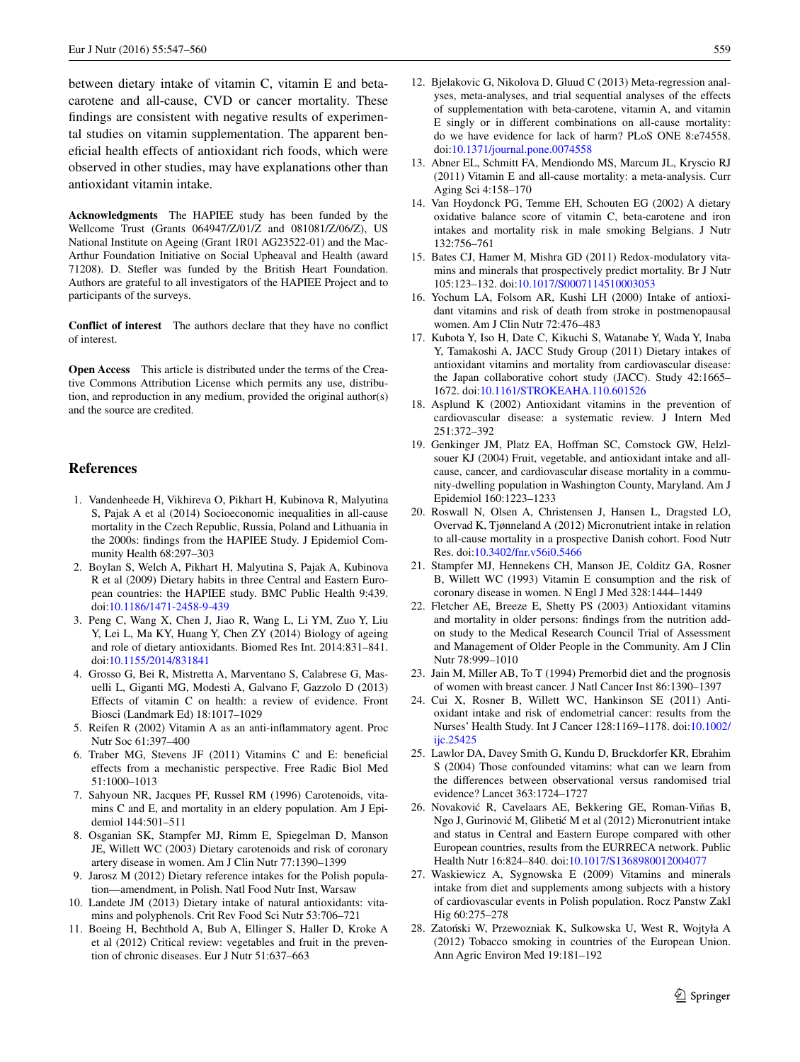between dietary intake of vitamin C, vitamin E and beta-carotene and all-cause, CVD or cancer mortality. These findings are consistent with negative results of experimental studies on vitamin supplementation. The apparent beneficial health effects of antioxidant rich foods, which were observed in other studies, may have explanations other than antioxidant vitamin intake.

**Acknowledgments** The HAPIEE study has been funded by the Wellcome Trust (Grants 064947/Z/01/Z and 081081/Z/06/Z), US National Institute on Ageing (Grant 1R01 AG23522-01) and the MacArthur Foundation Initiative on Social Upheaval and Health (award 71208). D. Stefler was funded by the British Heart Foundation. Authors are grateful to all investigators of the HAPIEE Project and to participants of the surveys.

**Conflict of interest** The authors declare that they have no conflict of interest.

**Open Access** This article is distributed under the terms of the Creative Commons Attribution License which permits any use, distribution, and reproduction in any medium, provided the original author(s) and the source are credited.

## References

1. Vandenheede H, Vikhireva O, Pikhart H, Kubinova R, Malyutina S, Pajak A et al (2014) Socioeconomic inequalities in all-cause mortality in the Czech Republic, Russia, Poland and Lithuania in the 2000s: findings from the HAPIEE Study. J Epidemiol Community Health 68:297–303
2. Boylan S, Welch A, Pikhart H, Malyutina S, Pajak A, Kubinova R et al (2009) Dietary habits in three Central and Eastern European countries: the HAPIEE study. BMC Public Health 9:439. doi:10.1186/1471-2458-9-439
3. Peng C, Wang X, Chen J, Jiao R, Wang L, Li YM, Zuo Y, Liu Y, Lei L, Ma KY, Huang Y, Chen ZY (2014) Biology of ageing and role of dietary antioxidants. Biomed Res Int. 2014:831–841. doi:10.1155/2014/831841
4. Grosso G, Bei R, Mistretta A, Marventano S, Calabrese G, Masuelli L, Giganti MG, Modesti A, Galvano F, Gazzolo D (2013) Effects of vitamin C on health: a review of evidence. Front Biosci (Landmark Ed) 18:1017–1029
5. Reifen R (2002) Vitamin A as an anti-inflammatory agent. Proc Nutr Soc 61:397–400
6. Traber MG, Stevens JF (2011) Vitamins C and E: beneficial effects from a mechanistic perspective. Free Radic Biol Med 51:1000–1013
7. Sahyoun NR, Jacques PF, Russel RM (1996) Carotenoids, vitamins C and E, and mortality in an eldery population. Am J Epidemiol 144:501–511
8. Osganian SK, Stampfer MJ, Rimm E, Spiegelman D, Manson JE, Willett WC (2003) Dietary carotenoids and risk of coronary artery disease in women. Am J Clin Nutr 77:1390–1399
9. Jarosz M (2012) Dietary reference intakes for the Polish population—amendment, in Polish. Natl Food Nutr Inst, Warsaw
10. Landete JM (2013) Dietary intake of natural antioxidants: vitamins and polyphenols. Crit Rev Food Sci Nutr 53:706–721
11. Boeing H, Bechthold A, Bub A, Ellinger S, Haller D, Kroke A et al (2012) Critical review: vegetables and fruit in the prevention of chronic diseases. Eur J Nutr 51:637–663
12. Bjelakovic G, Nikolova D, Gluud C (2013) Meta-regression analyses, meta-analyses, and trial sequential analyses of the effects of supplementation with beta-carotene, vitamin A, and vitamin E singly or in different combinations on all-cause mortality: do we have evidence for lack of harm? PLoS ONE 8:e74558. doi:10.1371/journal.pone.0074558
13. Abner EL, Schmitt FA, Mendiondo MS, Marcum JL, Kryscio RJ (2011) Vitamin E and all-cause mortality: a meta-analysis. Curr Aging Sci 4:158–170
14. Van Hoydonck PG, Temme EH, Schouten EG (2002) A dietary oxidative balance score of vitamin C, beta-carotene and iron intakes and mortality risk in male smoking Belgians. J Nutr 132:756–761
15. Bates CJ, Hamer M, Mishra GD (2011) Redox-modulatory vitamins and minerals that prospectively predict mortality. Br J Nutr 105:123–132. doi:10.1017/S0007114510003053
16. Yochum LA, Folsom AR, Kushi LH (2000) Intake of antioxidant vitamins and risk of death from stroke in postmenopausal women. Am J Clin Nutr 72:476–483
17. Kubota Y, Iso H, Date C, Kikuchi S, Watanabe Y, Wada Y, Inaba Y, Tamakoshi A, JACC Study Group (2011) Dietary intakes of antioxidant vitamins and mortality from cardiovascular disease: the Japan collaborative cohort study (JACC). Study 42:1665–1672. doi:10.1161/STROKEAHA.110.601526
18. Asplund K (2002) Antioxidant vitamins in the prevention of cardiovascular disease: a systematic review. J Intern Med 251:372–392
19. Genkinger JM, Platz EA, Hoffman SC, Comstock GW, Helzlsouer KJ (2004) Fruit, vegetable, and antioxidant intake and all-cause, cancer, and cardiovascular disease mortality in a community-dwelling population in Washington County, Maryland. Am J Epidemiol 160:1223–1233
20. Roswall N, Olsen A, Christensen J, Hansen L, Dragsted LO, Overvad K, Tjønneland A (2012) Micronutrient intake in relation to all-cause mortality in a prospective Danish cohort. Food Nutr Res. doi:10.3402/fnr.v56i0.5466
21. Stampfer MJ, Hennekens CH, Manson JE, Colditz GA, Rosner B, Willett WC (1993) Vitamin E consumption and the risk of coronary disease in women. N Engl J Med 328:1444–1449
22. Fletcher AE, Breeze E, Shetty PS (2003) Antioxidant vitamins and mortality in older persons: findings from the nutrition add-on study to the Medical Research Council Trial of Assessment and Management of Older People in the Community. Am J Clin Nutr 78:999–1010
23. Jain M, Miller AB, To T (1994) Premorbid diet and the prognosis of women with breast cancer. J Natl Cancer Inst 86:1390–1397
24. Cui X, Rosner B, Willett WC, Hankinson SE (2011) Antioxidant intake and risk of endometrial cancer: results from the Nurses' Health Study. Int J Cancer 128:1169–1178. doi:10.1002/ijc.25425
25. Lawlor DA, Davey Smith G, Kundu D, Bruckdorfer KR, Ebrahim S (2004) Those confounded vitamins: what can we learn from the differences between observational versus randomised trial evidence? Lancet 363:1724–1727
26. Novaković R, Cavelaars AE, Bekkering GE, Roman-Viñas B, Ngo J, Gurinović M, Glibetić M et al (2012) Micronutrient intake and status in Central and Eastern Europe compared with other European countries, results from the EURRECA network. Public Health Nutr 16:824–840. doi:10.1017/S1368980012004077
27. Waskiewicz A, Sygnowska E (2009) Vitamins and minerals intake from diet and supplements among subjects with a history of cardiovascular events in Polish population. Rocz Panstw Zakl Hig 60:275–278
28. Zatoński W, Przewozniak K, Sulkowska U, West R, Wojtyła A (2012) Tobacco smoking in countries of the European Union. Ann Agric Environ Med 19:181–192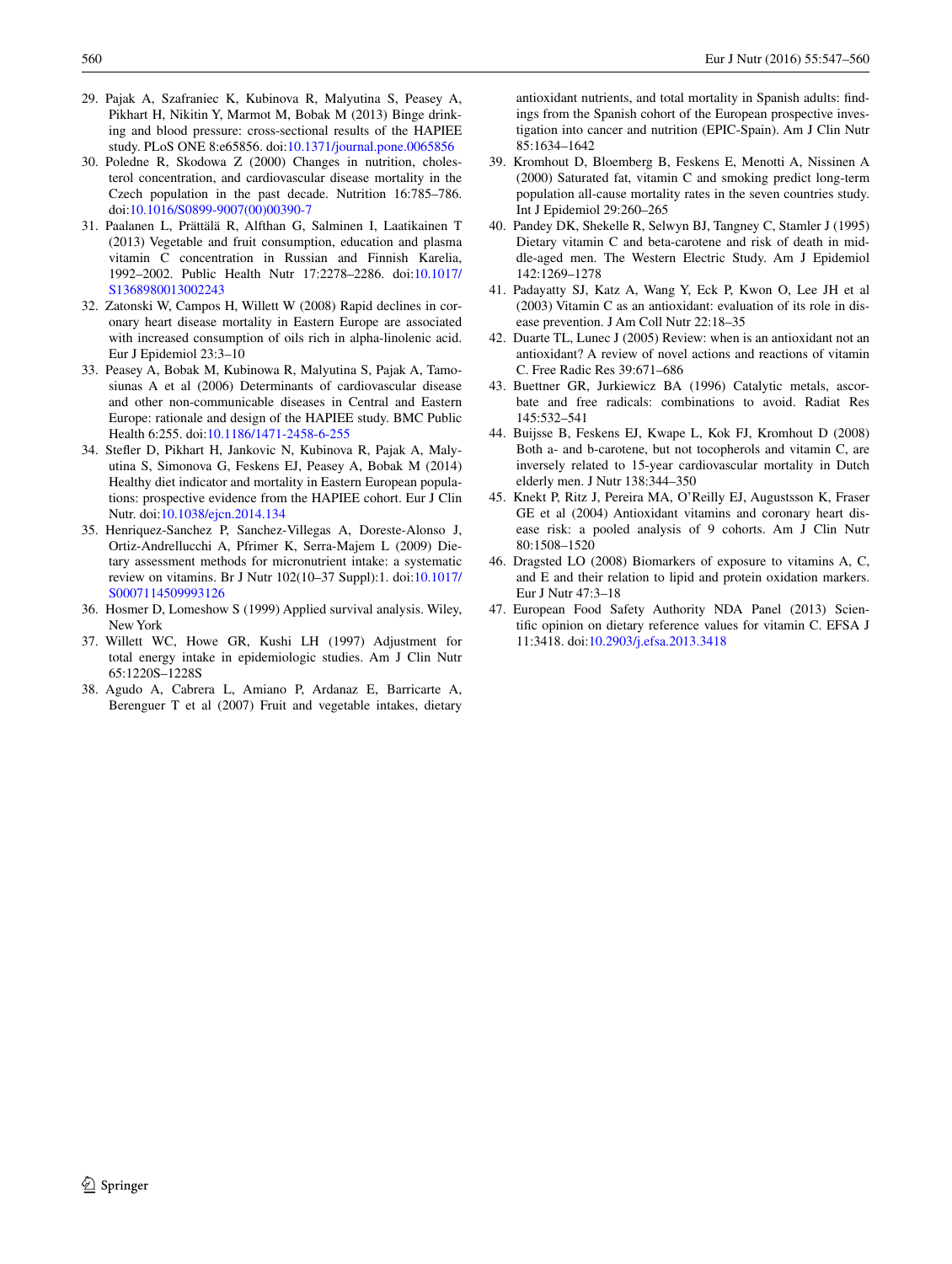29. Pajak A, Szafraniec K, Kubinova R, Malyutina S, Peasey A, Pikhart H, Nikitin Y, Marmot M, Bobak M (2013) Binge drinking and blood pressure: cross-sectional results of the HAPIEE study. PLoS ONE 8:e65856. doi:10.1371/journal.pone.0065856
30. Poledne R, Skodowa Z (2000) Changes in nutrition, cholesterol concentration, and cardiovascular disease mortality in the Czech population in the past decade. Nutrition 16:785–786. doi:10.1016/S0899-9007(00)00390-7
31. Paalanen L, Prättälä R, Alfthan G, Salminen I, Laatikainen T (2013) Vegetable and fruit consumption, education and plasma vitamin C concentration in Russian and Finnish Karelia, 1992–2002. Public Health Nutr 17:2278–2286. doi:10.1017/S1368980013002243
32. Zatonski W, Campos H, Willett W (2008) Rapid declines in coronary heart disease mortality in Eastern Europe are associated with increased consumption of oils rich in alpha-linolenic acid. Eur J Epidemiol 23:3–10
33. Peasey A, Bobak M, Kubinowa R, Malyutina S, Pajak A, Tamosiunas A et al (2006) Determinants of cardiovascular disease and other non-communicable diseases in Central and Eastern Europe: rationale and design of the HAPIEE study. BMC Public Health 6:255. doi:10.1186/1471-2458-6-255
34. Stefler D, Pikhart H, Jankovic N, Kubinova R, Pajak A, Malyutina S, Simonova G, Feskens EJ, Peasey A, Bobak M (2014) Healthy diet indicator and mortality in Eastern European populations: prospective evidence from the HAPIEE cohort. Eur J Clin Nutr. doi:10.1038/ejcn.2014.134
35. Henriquez-Sanchez P, Sanchez-Villegas A, Doreste-Alonso J, Ortiz-Andrellucchi A, Pfrimer K, Serra-Majem L (2009) Dietary assessment methods for micronutrient intake: a systematic review on vitamins. Br J Nutr 102(10–37 Suppl):1. doi:10.1017/S0007114509993126
36. Hosmer D, Lomeshow S (1999) Applied survival analysis. Wiley, New York
37. Willett WC, Howe GR, Kushi LH (1997) Adjustment for total energy intake in epidemiologic studies. Am J Clin Nutr 65:1220S–1228S
38. Agudo A, Cabrera L, Amiano P, Ardanaz E, Barricarte A, Berenguer T et al (2007) Fruit and vegetable intakes, dietary antioxidant nutrients, and total mortality in Spanish adults: findings from the Spanish cohort of the European prospective investigation into cancer and nutrition (EPIC-Spain). Am J Clin Nutr 85:1634–1642
39. Kromhout D, Bloemberg B, Feskens E, Menotti A, Nissinen A (2000) Saturated fat, vitamin C and smoking predict long-term population all-cause mortality rates in the seven countries study. Int J Epidemiol 29:260–265
40. Pandey DK, Shekelle R, Selwyn BJ, Tangney C, Stamler J (1995) Dietary vitamin C and beta-carotene and risk of death in middle-aged men. The Western Electric Study. Am J Epidemiol 142:1269–1278
41. Padayatty SJ, Katz A, Wang Y, Eck P, Kwon O, Lee JH et al (2003) Vitamin C as an antioxidant: evaluation of its role in disease prevention. J Am Coll Nutr 22:18–35
42. Duarte TL, Lunec J (2005) Review: when is an antioxidant not an antioxidant? A review of novel actions and reactions of vitamin C. Free Radic Res 39:671–686
43. Buettner GR, Jurkiewicz BA (1996) Catalytic metals, ascorbate and free radicals: combinations to avoid. Radiat Res 145:532–541
44. Buijsse B, Feskens EJ, Kwape L, Kok FJ, Kromhout D (2008) Both a- and b-carotene, but not tocopherols and vitamin C, are inversely related to 15-year cardiovascular mortality in Dutch elderly men. J Nutr 138:344–350
45. Knekt P, Ritz J, Pereira MA, O'Reilly EJ, Augustsson K, Fraser GE et al (2004) Antioxidant vitamins and coronary heart disease risk: a pooled analysis of 9 cohorts. Am J Clin Nutr 80:1508–1520
46. Dragsted LO (2008) Biomarkers of exposure to vitamins A, C, and E and their relation to lipid and protein oxidation markers. Eur J Nutr 47:3–18
47. European Food Safety Authority NDA Panel (2013) Scientific opinion on dietary reference values for vitamin C. EFSA J 11:3418. doi:10.2903/j.efsa.2013.3418